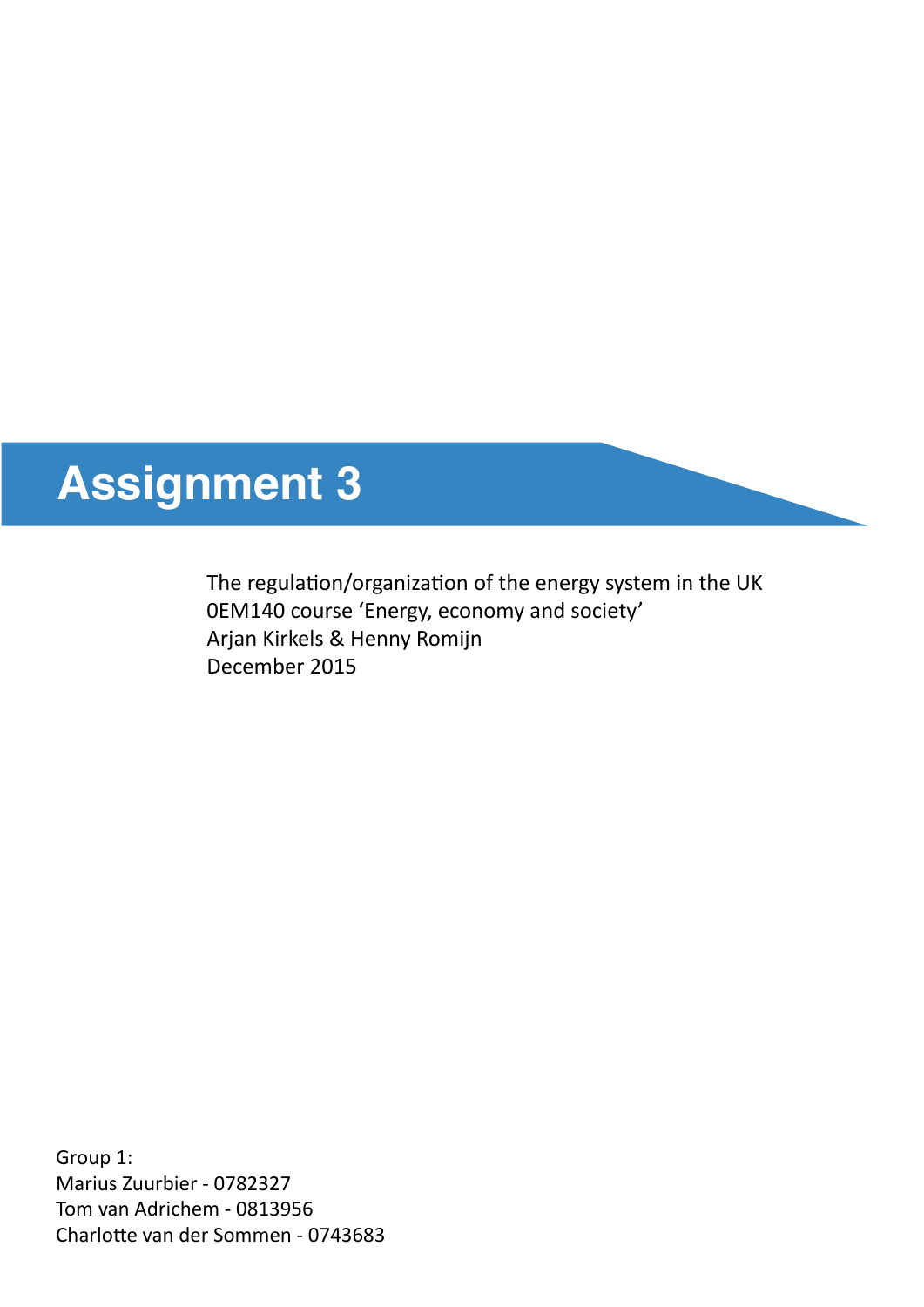# Assignment 3

The regulation/organization of the energy system in the UK
0EM140 course 'Energy, economy and society'
Arjan Kirkels & Henny Romijn
December 2015

Group 1:
Marius Zuurbier - 0782327
Tom van Adrichem - 0813956
Charlotte van der Sommen - 0743683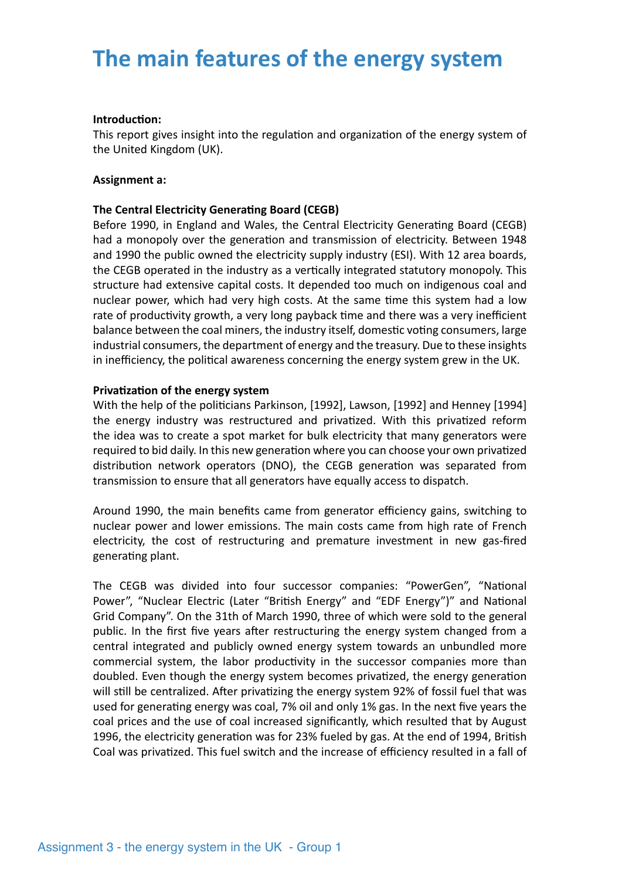# The main features of the energy system

**Introduction:**
This report gives insight into the regulation and organization of the energy system of the United Kingdom (UK).

**Assignment a:**

**The Central Electricity Generating Board (CEGB)**
Before 1990, in England and Wales, the Central Electricity Generating Board (CEGB) had a monopoly over the generation and transmission of electricity. Between 1948 and 1990 the public owned the electricity supply industry (ESI). With 12 area boards, the CEGB operated in the industry as a vertically integrated statutory monopoly. This structure had extensive capital costs. It depended too much on indigenous coal and nuclear power, which had very high costs. At the same time this system had a low rate of productivity growth, a very long payback time and there was a very inefficient balance between the coal miners, the industry itself, domestic voting consumers, large industrial consumers, the department of energy and the treasury. Due to these insights in inefficiency, the political awareness concerning the energy system grew in the UK.

**Privatization of the energy system**
With the help of the politicians Parkinson, [1992], Lawson, [1992] and Henney [1994] the energy industry was restructured and privatized. With this privatized reform the idea was to create a spot market for bulk electricity that many generators were required to bid daily. In this new generation where you can choose your own privatized distribution network operators (DNO), the CEGB generation was separated from transmission to ensure that all generators have equally access to dispatch.

Around 1990, the main benefits came from generator efficiency gains, switching to nuclear power and lower emissions. The main costs came from high rate of French electricity, the cost of restructuring and premature investment in new gas-fired generating plant.

The CEGB was divided into four successor companies: "PowerGen", "National Power", "Nuclear Electric (Later "British Energy" and "EDF Energy")" and National Grid Company". On the 31th of March 1990, three of which were sold to the general public. In the first five years after restructuring the energy system changed from a central integrated and publicly owned energy system towards an unbundled more commercial system, the labor productivity in the successor companies more than doubled. Even though the energy system becomes privatized, the energy generation will still be centralized. After privatizing the energy system 92% of fossil fuel that was used for generating energy was coal, 7% oil and only 1% gas. In the next five years the coal prices and the use of coal increased significantly, which resulted that by August 1996, the electricity generation was for 23% fueled by gas. At the end of 1994, British Coal was privatized. This fuel switch and the increase of efficiency resulted in a fall of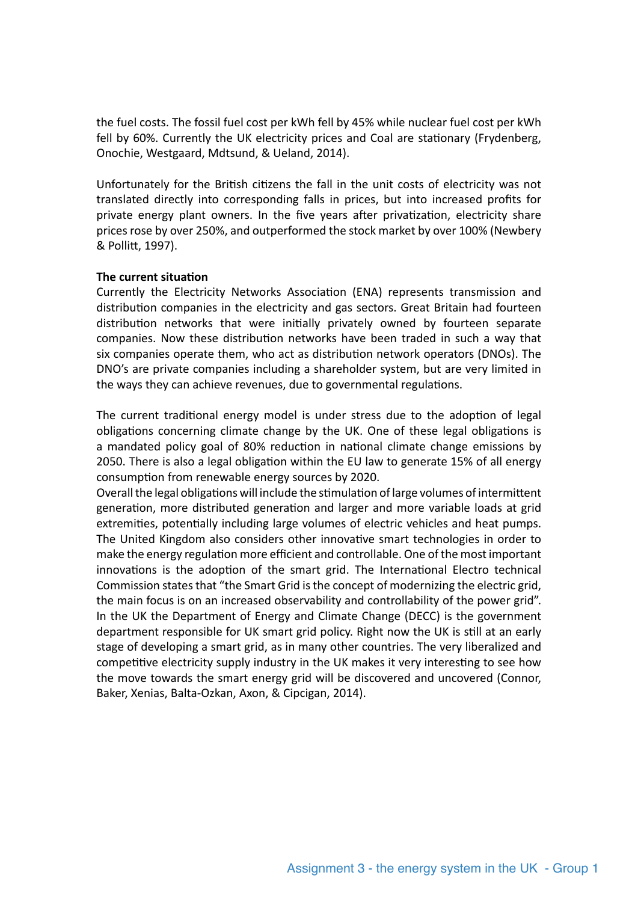the fuel costs. The fossil fuel cost per kWh fell by 45% while nuclear fuel cost per kWh fell by 60%. Currently the UK electricity prices and Coal are stationary (Frydenberg, Onochie, Westgaard, Mdtsund, & Ueland, 2014).

Unfortunately for the British citizens the fall in the unit costs of electricity was not translated directly into corresponding falls in prices, but into increased profits for private energy plant owners. In the five years after privatization, electricity share prices rose by over 250%, and outperformed the stock market by over 100% (Newbery & Pollitt, 1997).

**The current situation**

Currently the Electricity Networks Association (ENA) represents transmission and distribution companies in the electricity and gas sectors. Great Britain had fourteen distribution networks that were initially privately owned by fourteen separate companies. Now these distribution networks have been traded in such a way that six companies operate them, who act as distribution network operators (DNOs). The DNO's are private companies including a shareholder system, but are very limited in the ways they can achieve revenues, due to governmental regulations.

The current traditional energy model is under stress due to the adoption of legal obligations concerning climate change by the UK. One of these legal obligations is a mandated policy goal of 80% reduction in national climate change emissions by 2050. There is also a legal obligation within the EU law to generate 15% of all energy consumption from renewable energy sources by 2020.
Overall the legal obligations will include the stimulation of large volumes of intermittent generation, more distributed generation and larger and more variable loads at grid extremities, potentially including large volumes of electric vehicles and heat pumps. The United Kingdom also considers other innovative smart technologies in order to make the energy regulation more efficient and controllable. One of the most important innovations is the adoption of the smart grid. The International Electro technical Commission states that "the Smart Grid is the concept of modernizing the electric grid, the main focus is on an increased observability and controllability of the power grid". In the UK the Department of Energy and Climate Change (DECC) is the government department responsible for UK smart grid policy. Right now the UK is still at an early stage of developing a smart grid, as in many other countries. The very liberalized and competitive electricity supply industry in the UK makes it very interesting to see how the move towards the smart energy grid will be discovered and uncovered (Connor, Baker, Xenias, Balta-Ozkan, Axon, & Cipcigan, 2014).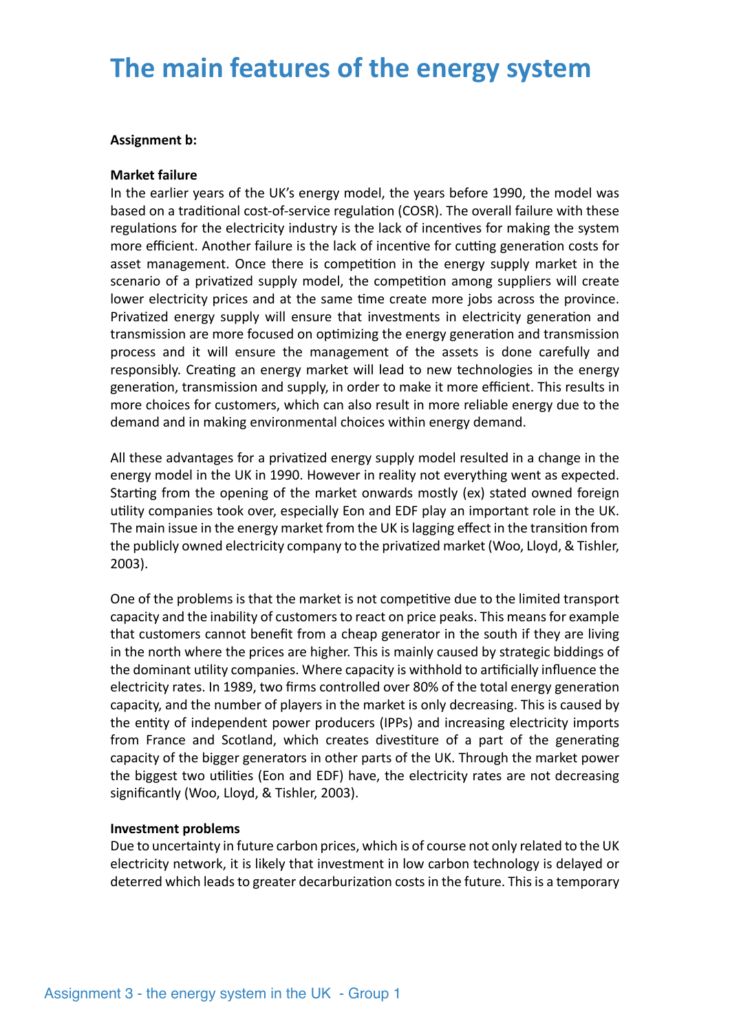# The main features of the energy system

**Assignment b:**

**Market failure**

In the earlier years of the UK's energy model, the years before 1990, the model was based on a traditional cost-of-service regulation (COSR). The overall failure with these regulations for the electricity industry is the lack of incentives for making the system more efficient. Another failure is the lack of incentive for cutting generation costs for asset management. Once there is competition in the energy supply market in the scenario of a privatized supply model, the competition among suppliers will create lower electricity prices and at the same time create more jobs across the province. Privatized energy supply will ensure that investments in electricity generation and transmission are more focused on optimizing the energy generation and transmission process and it will ensure the management of the assets is done carefully and responsibly. Creating an energy market will lead to new technologies in the energy generation, transmission and supply, in order to make it more efficient. This results in more choices for customers, which can also result in more reliable energy due to the demand and in making environmental choices within energy demand.

All these advantages for a privatized energy supply model resulted in a change in the energy model in the UK in 1990. However in reality not everything went as expected. Starting from the opening of the market onwards mostly (ex) stated owned foreign utility companies took over, especially Eon and EDF play an important role in the UK. The main issue in the energy market from the UK is lagging effect in the transition from the publicly owned electricity company to the privatized market (Woo, Lloyd, & Tishler, 2003).

One of the problems is that the market is not competitive due to the limited transport capacity and the inability of customers to react on price peaks. This means for example that customers cannot benefit from a cheap generator in the south if they are living in the north where the prices are higher. This is mainly caused by strategic biddings of the dominant utility companies. Where capacity is withhold to artificially influence the electricity rates. In 1989, two firms controlled over 80% of the total energy generation capacity, and the number of players in the market is only decreasing. This is caused by the entity of independent power producers (IPPs) and increasing electricity imports from France and Scotland, which creates divestiture of a part of the generating capacity of the bigger generators in other parts of the UK. Through the market power the biggest two utilities (Eon and EDF) have, the electricity rates are not decreasing significantly (Woo, Lloyd, & Tishler, 2003).

**Investment problems**

Due to uncertainty in future carbon prices, which is of course not only related to the UK electricity network, it is likely that investment in low carbon technology is delayed or deterred which leads to greater decarburization costs in the future. This is a temporary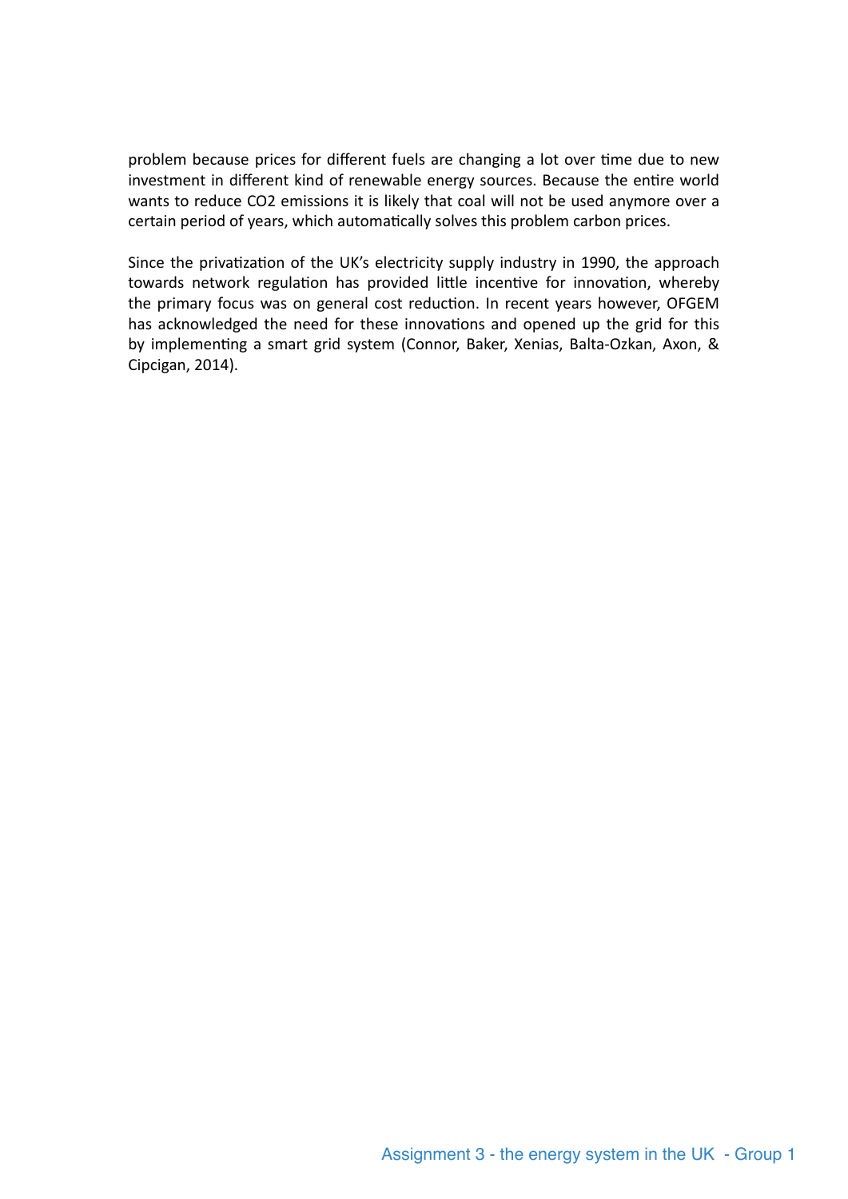problem because prices for different fuels are changing a lot over time due to new investment in different kind of renewable energy sources. Because the entire world wants to reduce $CO_2$ emissions it is likely that coal will not be used anymore over a certain period of years, which automatically solves this problem carbon prices.

Since the privatization of the UK's electricity supply industry in 1990, the approach towards network regulation has provided little incentive for innovation, whereby the primary focus was on general cost reduction. In recent years however, OFGEM has acknowledged the need for these innovations and opened up the grid for this by implementing a smart grid system (Connor, Baker, Xenias, Balta-Ozkan, Axon, & Cipcigan, 2014).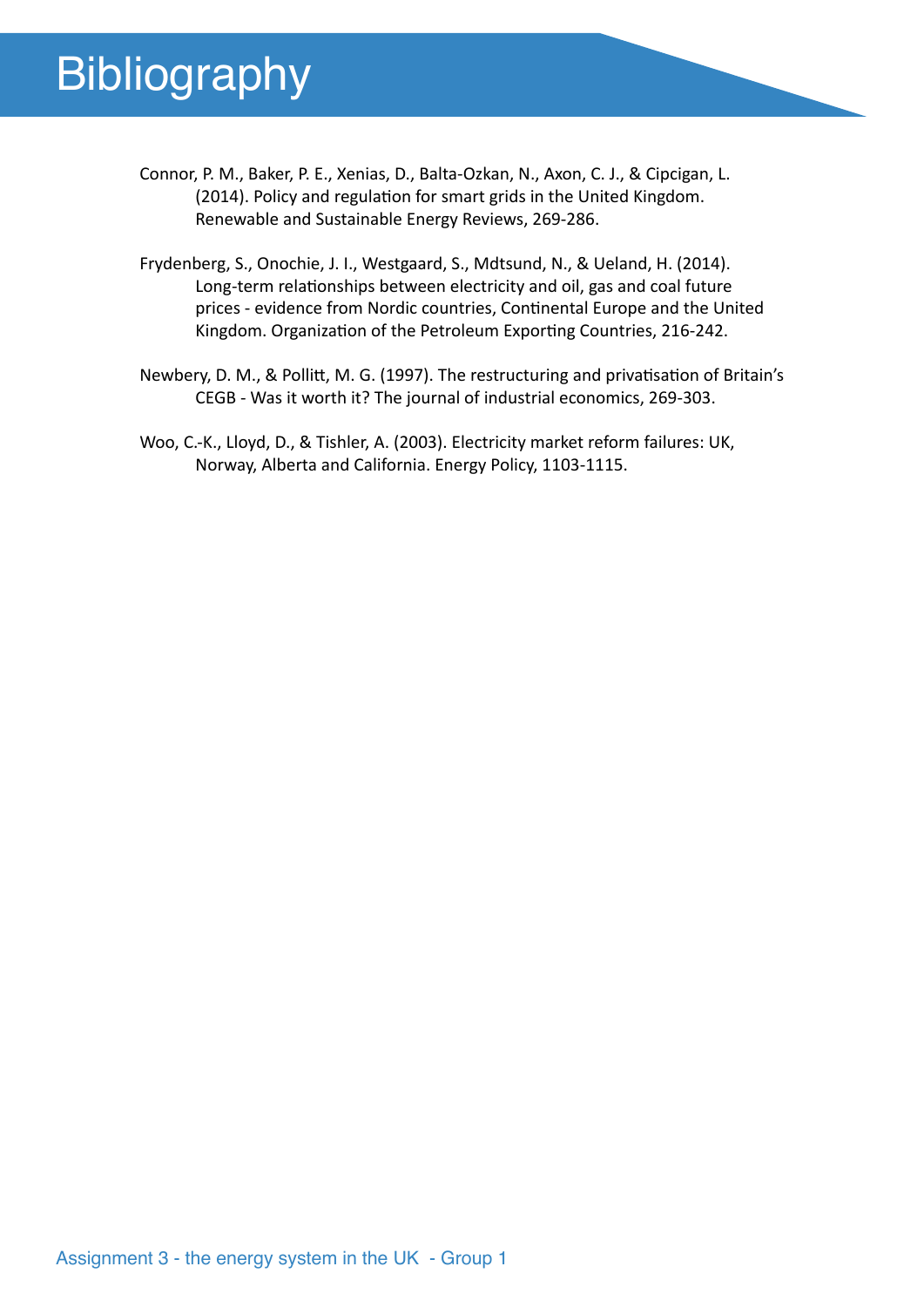# Bibliography

Connor, P. M., Baker, P. E., Xenias, D., Balta-Ozkan, N., Axon, C. J., & Cipcigan, L. (2014). Policy and regulation for smart grids in the United Kingdom. Renewable and Sustainable Energy Reviews, 269-286.

Frydenberg, S., Onochie, J. I., Westgaard, S., Mdtsund, N., & Ueland, H. (2014). Long-term relationships between electricity and oil, gas and coal future prices - evidence from Nordic countries, Continental Europe and the United Kingdom. Organization of the Petroleum Exporting Countries, 216-242.

Newbery, D. M., & Pollitt, M. G. (1997). The restructuring and privatisation of Britain's CEGB - Was it worth it? The journal of industrial economics, 269-303.

Woo, C.-K., Lloyd, D., & Tishler, A. (2003). Electricity market reform failures: UK, Norway, Alberta and California. Energy Policy, 1103-1115.